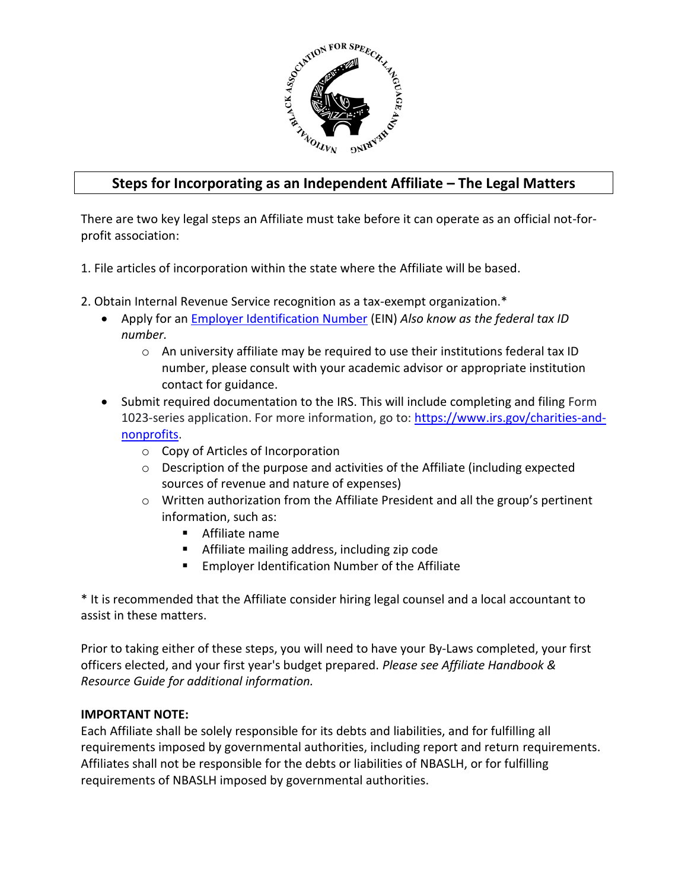## Steps for Incorporating as an Independent Affiliate – The Legal Matters

There are two key legal steps an Affiliate must take before it can operate as an official not-for-profit association:

1. File articles of incorporation within the state where the Affiliate will be based.

2. Obtain Internal Revenue Service recognition as a tax-exempt organization.*
   - Apply for an [Employer Identification Number](#) (EIN) *Also know as the federal tax ID number.*
     - An university affiliate may be required to use their institutions federal tax ID number, please consult with your academic advisor or appropriate institution contact for guidance.
   - Submit required documentation to the IRS. This will include completing and filing Form 1023-series application. For more information, go to: [https://www.irs.gov/charities-and-nonprofits](https://www.irs.gov/charities-and-nonprofits).
     - Copy of Articles of Incorporation
     - Description of the purpose and activities of the Affiliate (including expected sources of revenue and nature of expenses)
     - Written authorization from the Affiliate President and all the group's pertinent information, such as:
       - Affiliate name
       - Affiliate mailing address, including zip code
       - Employer Identification Number of the Affiliate

* It is recommended that the Affiliate consider hiring legal counsel and a local accountant to assist in these matters.

Prior to taking either of these steps, you will need to have your By-Laws completed, your first officers elected, and your first year's budget prepared. *Please see Affiliate Handbook & Resource Guide for additional information.*

**IMPORTANT NOTE:**
Each Affiliate shall be solely responsible for its debts and liabilities, and for fulfilling all requirements imposed by governmental authorities, including report and return requirements. Affiliates shall not be responsible for the debts or liabilities of NBASLH, or for fulfilling requirements of NBASLH imposed by governmental authorities.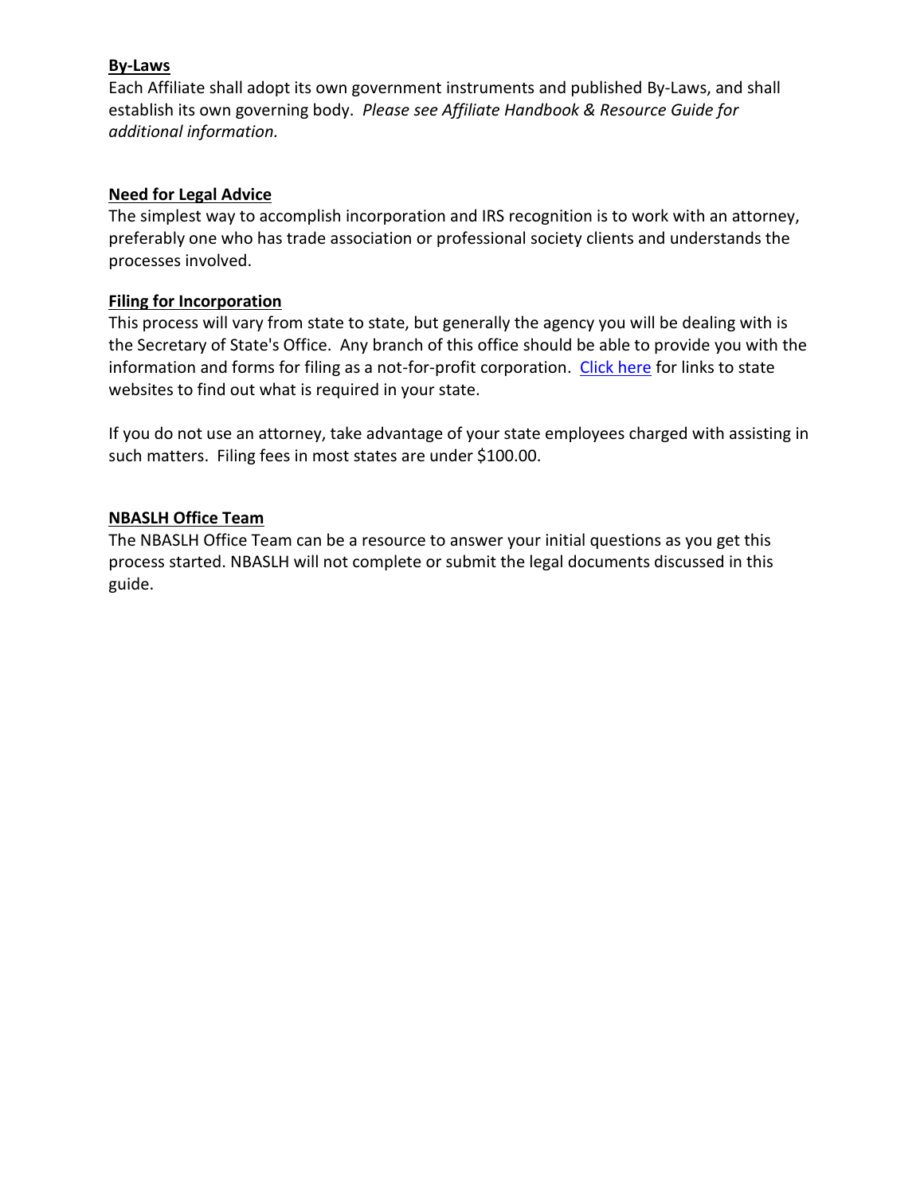**By-Laws**

Each Affiliate shall adopt its own government instruments and published By-Laws, and shall establish its own governing body. *Please see Affiliate Handbook & Resource Guide for additional information.*

**Need for Legal Advice**

The simplest way to accomplish incorporation and IRS recognition is to work with an attorney, preferably one who has trade association or professional society clients and understands the processes involved.

**Filing for Incorporation**

This process will vary from state to state, but generally the agency you will be dealing with is the Secretary of State's Office. Any branch of this office should be able to provide you with the information and forms for filing as a not-for-profit corporation. Click here for links to state websites to find out what is required in your state.

If you do not use an attorney, take advantage of your state employees charged with assisting in such matters. Filing fees in most states are under $100.00.

**NBASLH Office Team**

The NBASLH Office Team can be a resource to answer your initial questions as you get this process started. NBASLH will not complete or submit the legal documents discussed in this guide.